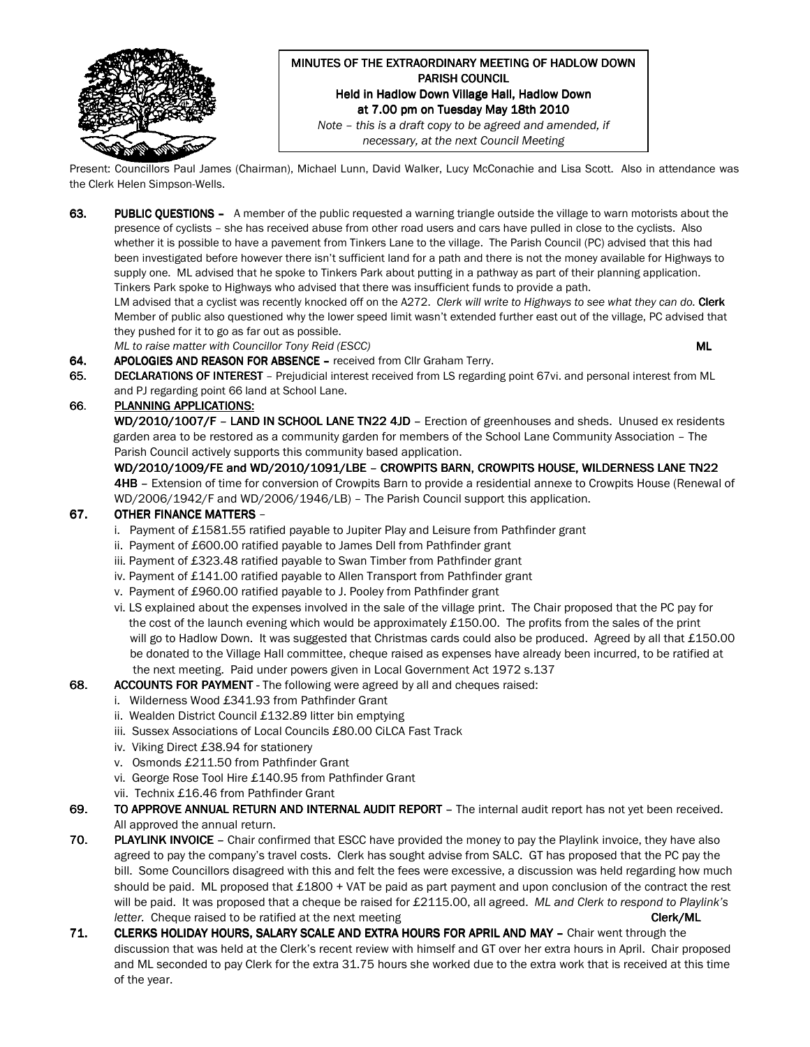# MINUTES OF THE EXTRAORDINARY MEETING OF HADLOW DOWN PARISH COUNCIL

**Held in Hadlow Down Village Hall, Hadlow Down at 7.00 pm on Tuesday May 18th 2010**

*Note – this is a draft copy to be agreed and amended, if necessary, at the next Council Meeting*

Present: Councillors Paul James (Chairman), Michael Lunn, David Walker, Lucy McConachie and Lisa Scott. Also in attendance was the Clerk Helen Simpson-Wells.

**63. PUBLIC QUESTIONS –** A member of the public requested a warning triangle outside the village to warn motorists about the presence of cyclists – she has received abuse from other road users and cars have pulled in close to the cyclists. Also whether it is possible to have a pavement from Tinkers Lane to the village. The Parish Council (PC) advised that this had been investigated before however there isn't sufficient land for a path and there is not the money available for Highways to supply one. ML advised that he spoke to Tinkers Park about putting in a pathway as part of their planning application. Tinkers Park spoke to Highways who advised that there was insufficient funds to provide a path.
LM advised that a cyclist was recently knocked off on the A272. *Clerk will write to Highways to see what they can do.* **Clerk**
Member of public also questioned why the lower speed limit wasn't extended further east out of the village, PC advised that they pushed for it to go as far out as possible.
*ML to raise matter with Councillor Tony Reid (ESCC)* **ML**

**64. APOLOGIES AND REASON FOR ABSENCE –** received from Cllr Graham Terry.

**65. DECLARATIONS OF INTEREST** – Prejudicial interest received from LS regarding point 67vi. and personal interest from ML and PJ regarding point 66 land at School Lane.

**66. PLANNING APPLICATIONS:**

**WD/2010/1007/F – LAND IN SCHOOL LANE TN22 4JD** – Erection of greenhouses and sheds. Unused ex residents garden area to be restored as a community garden for members of the School Lane Community Association – The Parish Council actively supports this community based application.

**WD/2010/1009/FE and WD/2010/1091/LBE – CROWPITS BARN, CROWPITS HOUSE, WILDERNESS LANE TN22 4HB** – Extension of time for conversion of Crowpits Barn to provide a residential annexe to Crowpits House (Renewal of WD/2006/1942/F and WD/2006/1946/LB) – The Parish Council support this application.

**67. OTHER FINANCE MATTERS** –

i. Payment of £1581.55 ratified payable to Jupiter Play and Leisure from Pathfinder grant
ii. Payment of £600.00 ratified payable to James Dell from Pathfinder grant
iii. Payment of £323.48 ratified payable to Swan Timber from Pathfinder grant
iv. Payment of £141.00 ratified payable to Allen Transport from Pathfinder grant
v. Payment of £960.00 ratified payable to J. Pooley from Pathfinder grant
vi. LS explained about the expenses involved in the sale of the village print. The Chair proposed that the PC pay for the cost of the launch evening which would be approximately £150.00. The profits from the sales of the print will go to Hadlow Down. It was suggested that Christmas cards could also be produced. Agreed by all that £150.00 be donated to the Village Hall committee, cheque raised as expenses have already been incurred, to be ratified at the next meeting. Paid under powers given in Local Government Act 1972 s.137

**68. ACCOUNTS FOR PAYMENT** - The following were agreed by all and cheques raised:

i. Wilderness Wood £341.93 from Pathfinder Grant
ii. Wealden District Council £132.89 litter bin emptying
iii. Sussex Associations of Local Councils £80.00 CiLCA Fast Track
iv. Viking Direct £38.94 for stationery
v. Osmonds £211.50 from Pathfinder Grant
vi. George Rose Tool Hire £140.95 from Pathfinder Grant
vii. Technix £16.46 from Pathfinder Grant

**69. TO APPROVE ANNUAL RETURN AND INTERNAL AUDIT REPORT** – The internal audit report has not yet been received. All approved the annual return.

**70. PLAYLINK INVOICE** – Chair confirmed that ESCC have provided the money to pay the Playlink invoice, they have also agreed to pay the company's travel costs. Clerk has sought advise from SALC. GT has proposed that the PC pay the bill. Some Councillors disagreed with this and felt the fees were excessive, a discussion was held regarding how much should be paid. ML proposed that £1800 + VAT be paid as part payment and upon conclusion of the contract the rest will be paid. It was proposed that a cheque be raised for £2115.00, all agreed. *ML and Clerk to respond to Playlink's letter.* Cheque raised to be ratified at the next meeting **Clerk/ML**

**71. CLERKS HOLIDAY HOURS, SALARY SCALE AND EXTRA HOURS FOR APRIL AND MAY –** Chair went through the discussion that was held at the Clerk's recent review with himself and GT over her extra hours in April. Chair proposed and ML seconded to pay Clerk for the extra 31.75 hours she worked due to the extra work that is received at this time of the year.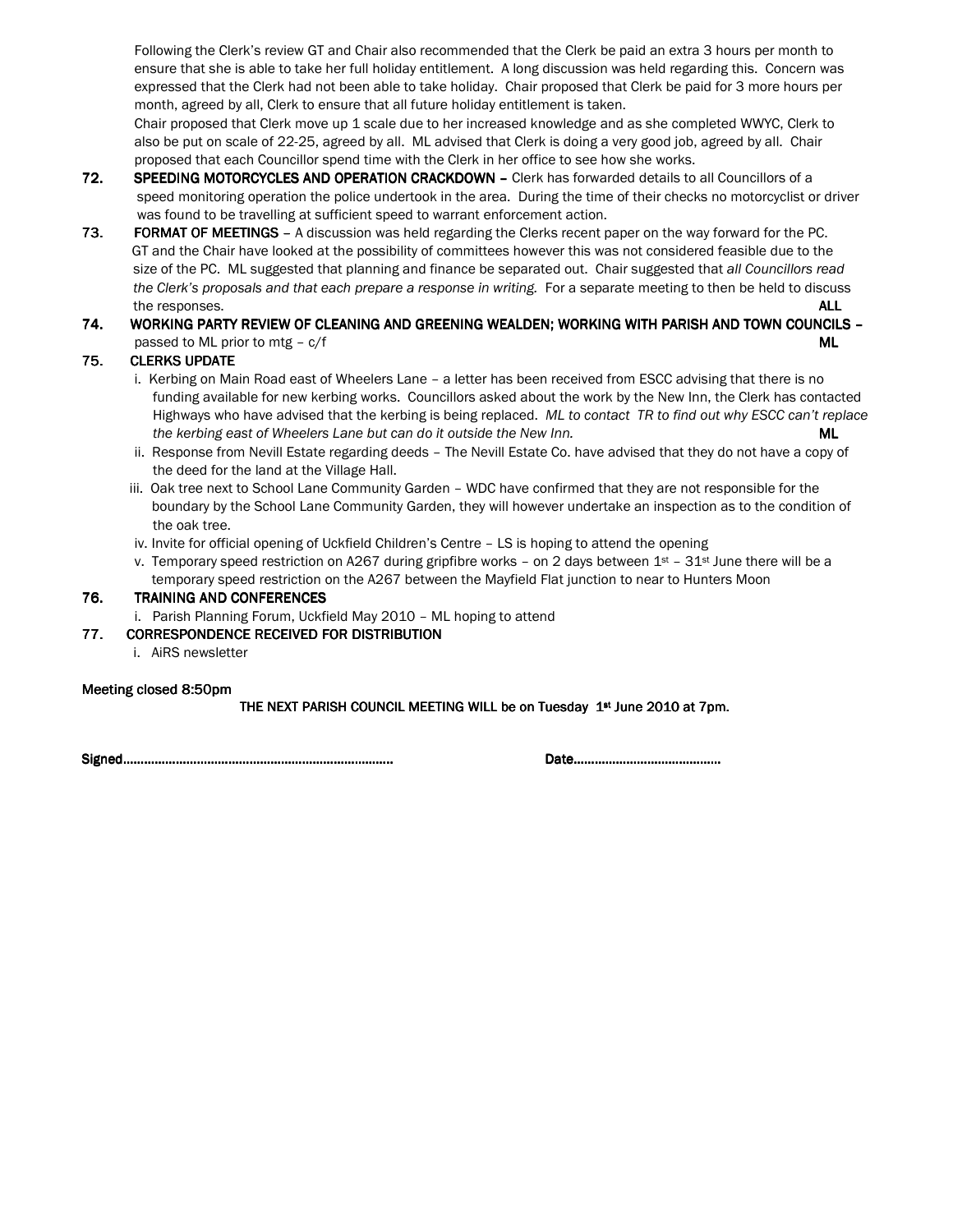Following the Clerk's review GT and Chair also recommended that the Clerk be paid an extra 3 hours per month to ensure that she is able to take her full holiday entitlement. A long discussion was held regarding this. Concern was expressed that the Clerk had not been able to take holiday. Chair proposed that Clerk be paid for 3 more hours per month, agreed by all, Clerk to ensure that all future holiday entitlement is taken.

Chair proposed that Clerk move up 1 scale due to her increased knowledge and as she completed WWYC, Clerk to also be put on scale of 22-25, agreed by all. ML advised that Clerk is doing a very good job, agreed by all. Chair proposed that each Councillor spend time with the Clerk in her office to see how she works.

**72. SPEEDING MOTORCYCLES AND OPERATION CRACKDOWN –** Clerk has forwarded details to all Councillors of a speed monitoring operation the police undertook in the area. During the time of their checks no motorcyclist or driver was found to be travelling at sufficient speed to warrant enforcement action.

**73. FORMAT OF MEETINGS** – A discussion was held regarding the Clerks recent paper on the way forward for the PC. GT and the Chair have looked at the possibility of committees however this was not considered feasible due to the size of the PC. ML suggested that planning and finance be separated out. Chair suggested that *all Councillors read the Clerk's proposals and that each prepare a response in writing.* For a separate meeting to then be held to discuss the responses. **ALL**

**74. WORKING PARTY REVIEW OF CLEANING AND GREENING WEALDEN; WORKING WITH PARISH AND TOWN COUNCILS –** passed to ML prior to mtg – c/f **ML**

**75. CLERKS UPDATE**

i. Kerbing on Main Road east of Wheelers Lane – a letter has been received from ESCC advising that there is no funding available for new kerbing works. Councillors asked about the work by the New Inn, the Clerk has contacted Highways who have advised that the kerbing is being replaced. *ML to contact TR to find out why ESCC can't replace the kerbing east of Wheelers Lane but can do it outside the New Inn.* **ML**

ii. Response from Nevill Estate regarding deeds – The Nevill Estate Co. have advised that they do not have a copy of the deed for the land at the Village Hall.

iii. Oak tree next to School Lane Community Garden – WDC have confirmed that they are not responsible for the boundary by the School Lane Community Garden, they will however undertake an inspection as to the condition of the oak tree.

iv. Invite for official opening of Uckfield Children's Centre – LS is hoping to attend the opening

v. Temporary speed restriction on A267 during gripfibre works – on 2 days between 1st – 31st June there will be a temporary speed restriction on the A267 between the Mayfield Flat junction to near to Hunters Moon

**76. TRAINING AND CONFERENCES**

i. Parish Planning Forum, Uckfield May 2010 – ML hoping to attend

**77. CORRESPONDENCE RECEIVED FOR DISTRIBUTION**

i. AiRS newsletter

**Meeting closed 8:50pm**

**THE NEXT PARISH COUNCIL MEETING WILL be on Tuesday 1st June 2010 at 7pm.**

**Signed………………………………………………………………… Date……………………………………**